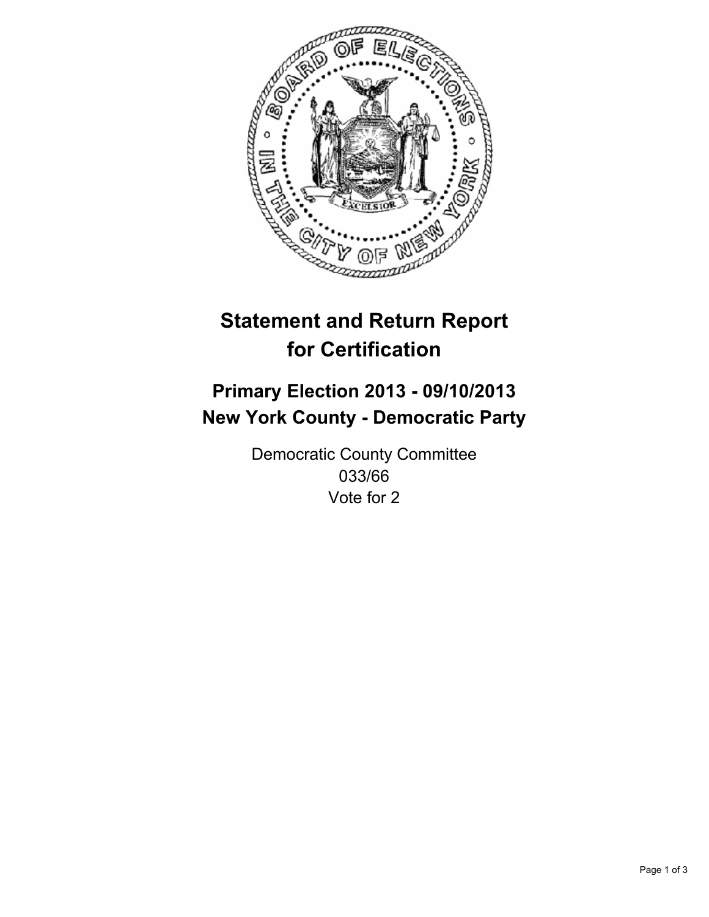# Statement and Return Report for Certification

## Primary Election 2013 - 09/10/2013
## New York County - Democratic Party

Democratic County Committee
033/66
Vote for 2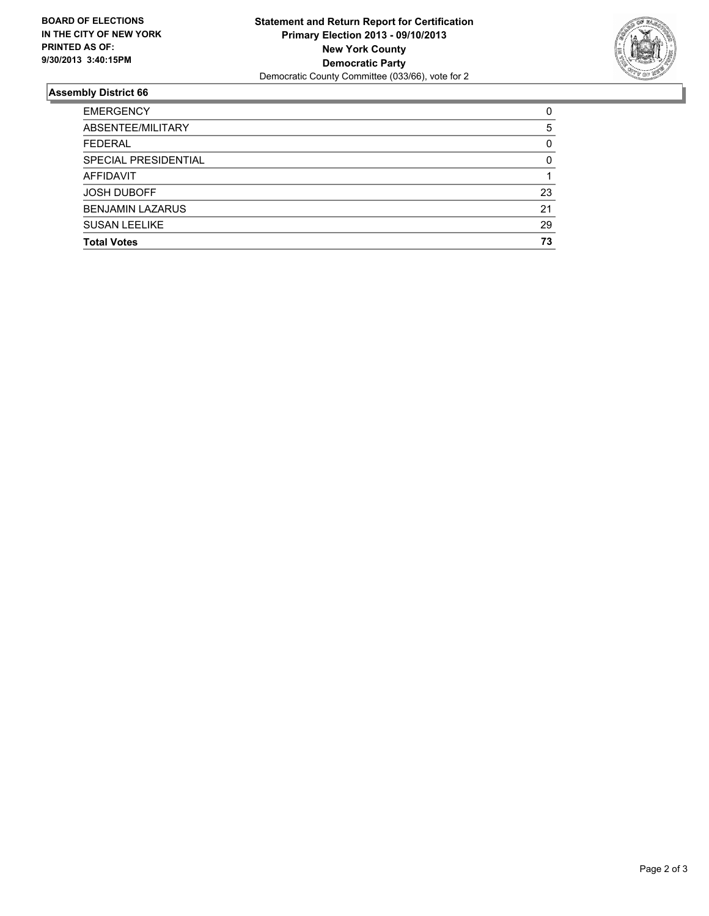**BOARD OF ELECTIONS**
**IN THE CITY OF NEW YORK**
**PRINTED AS OF:**
**9/30/2013 3:40:15PM**

**Statement and Return Report for Certification**
**Primary Election 2013 - 09/10/2013**
**New York County**
**Democratic Party**
Democratic County Committee (033/66), vote for 2

## Assembly District 66

| | |
|---|---|
| EMERGENCY | 0 |
| ABSENTEE/MILITARY | 5 |
| FEDERAL | 0 |
| SPECIAL PRESIDENTIAL | 0 |
| AFFIDAVIT | 1 |
| JOSH DUBOFF | 23 |
| BENJAMIN LAZARUS | 21 |
| SUSAN LEELIKE | 29 |
| **Total Votes** | **73** |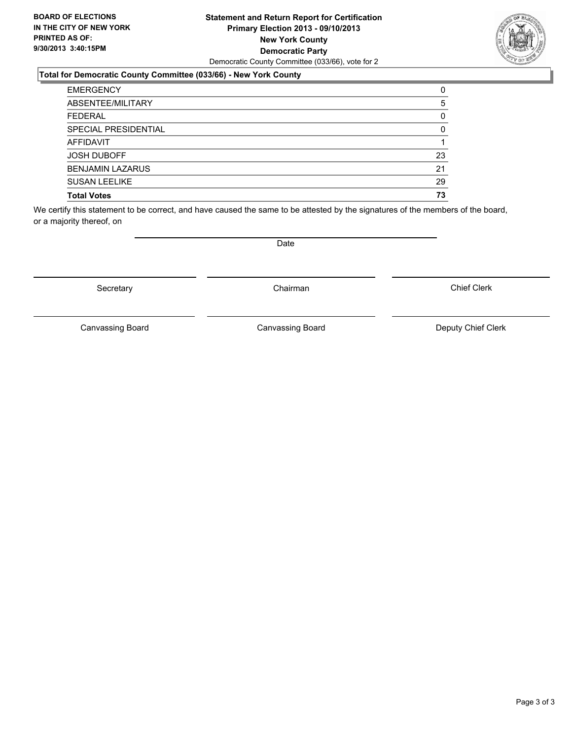**BOARD OF ELECTIONS IN THE CITY OF NEW YORK PRINTED AS OF: 9/30/2013 3:40:15PM**

**Statement and Return Report for Certification**
**Primary Election 2013 - 09/10/2013**
**New York County**
**Democratic Party**
Democratic County Committee (033/66), vote for 2

### Total for Democratic County Committee (033/66) - New York County

| | |
|---|---|
| EMERGENCY | 0 |
| ABSENTEE/MILITARY | 5 |
| FEDERAL | 0 |
| SPECIAL PRESIDENTIAL | 0 |
| AFFIDAVIT | 1 |
| JOSH DUBOFF | 23 |
| BENJAMIN LAZARUS | 21 |
| SUSAN LEELIKE | 29 |
| **Total Votes** | **73** |

We certify this statement to be correct, and have caused the same to be attested by the signatures of the members of the board, or a majority thereof, on

Date

Secretary

Chairman

Chief Clerk

Canvassing Board

Canvassing Board

Deputy Chief Clerk